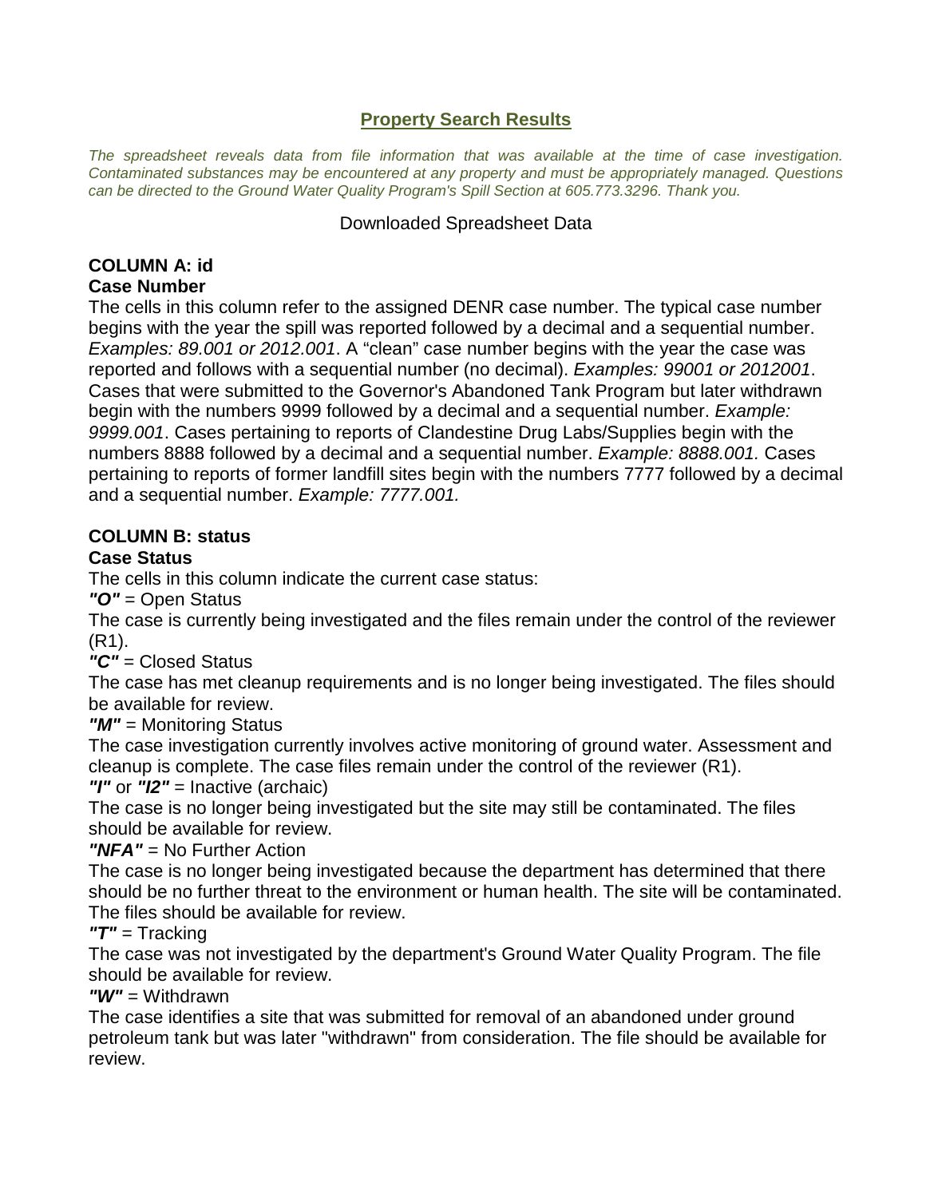## Property Search Results

*The spreadsheet reveals data from file information that was available at the time of case investigation. Contaminated substances may be encountered at any property and must be appropriately managed. Questions can be directed to the Ground Water Quality Program's Spill Section at 605.773.3296. Thank you.*

Downloaded Spreadsheet Data

### COLUMN A: id
### Case Number

The cells in this column refer to the assigned DENR case number. The typical case number begins with the year the spill was reported followed by a decimal and a sequential number. *Examples: 89.001 or 2012.001*. A "clean" case number begins with the year the case was reported and follows with a sequential number (no decimal). *Examples: 99001 or 2012001*. Cases that were submitted to the Governor's Abandoned Tank Program but later withdrawn begin with the numbers 9999 followed by a decimal and a sequential number. *Example: 9999.001*. Cases pertaining to reports of Clandestine Drug Labs/Supplies begin with the numbers 8888 followed by a decimal and a sequential number. *Example: 8888.001.* Cases pertaining to reports of former landfill sites begin with the numbers 7777 followed by a decimal and a sequential number. *Example: 7777.001.*

### COLUMN B: status
### Case Status

The cells in this column indicate the current case status:

***"O"*** = Open Status

The case is currently being investigated and the files remain under the control of the reviewer (R1).

***"C"*** = Closed Status

The case has met cleanup requirements and is no longer being investigated. The files should be available for review.

***"M"*** = Monitoring Status

The case investigation currently involves active monitoring of ground water. Assessment and cleanup is complete. The case files remain under the control of the reviewer (R1).

***"I"*** or ***"I2"*** = Inactive (archaic)

The case is no longer being investigated but the site may still be contaminated. The files should be available for review.

***"NFA"*** = No Further Action

The case is no longer being investigated because the department has determined that there should be no further threat to the environment or human health. The site will be contaminated. The files should be available for review.

***"T"*** = Tracking

The case was not investigated by the department's Ground Water Quality Program. The file should be available for review.

***"W"*** = Withdrawn

The case identifies a site that was submitted for removal of an abandoned under ground petroleum tank but was later "withdrawn" from consideration. The file should be available for review.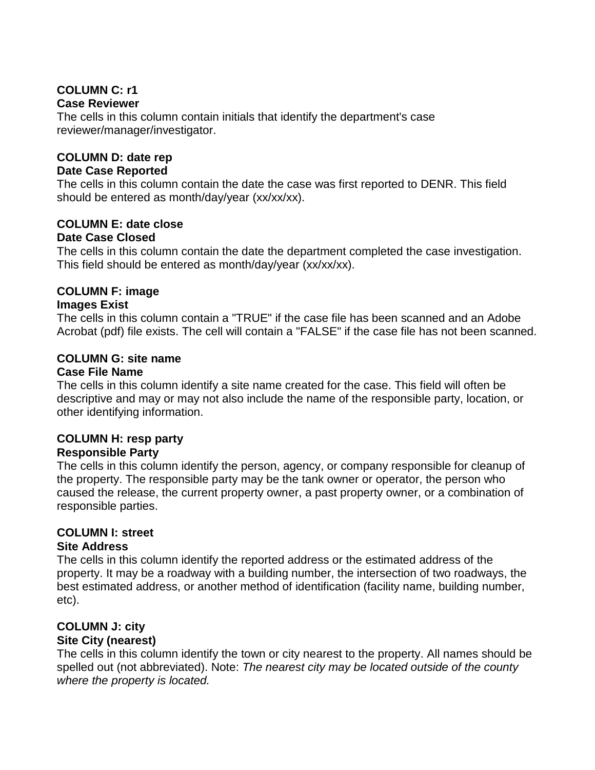**COLUMN C: r1**
**Case Reviewer**
The cells in this column contain initials that identify the department's case reviewer/manager/investigator.

**COLUMN D: date rep**
**Date Case Reported**
The cells in this column contain the date the case was first reported to DENR. This field should be entered as month/day/year (xx/xx/xx).

**COLUMN E: date close**
**Date Case Closed**
The cells in this column contain the date the department completed the case investigation. This field should be entered as month/day/year (xx/xx/xx).

**COLUMN F: image**
**Images Exist**
The cells in this column contain a "TRUE" if the case file has been scanned and an Adobe Acrobat (pdf) file exists. The cell will contain a "FALSE" if the case file has not been scanned.

**COLUMN G: site name**
**Case File Name**
The cells in this column identify a site name created for the case. This field will often be descriptive and may or may not also include the name of the responsible party, location, or other identifying information.

**COLUMN H: resp party**
**Responsible Party**
The cells in this column identify the person, agency, or company responsible for cleanup of the property. The responsible party may be the tank owner or operator, the person who caused the release, the current property owner, a past property owner, or a combination of responsible parties.

**COLUMN I: street**
**Site Address**
The cells in this column identify the reported address or the estimated address of the property. It may be a roadway with a building number, the intersection of two roadways, the best estimated address, or another method of identification (facility name, building number, etc).

**COLUMN J: city**
**Site City (nearest)**
The cells in this column identify the town or city nearest to the property. All names should be spelled out (not abbreviated). Note: *The nearest city may be located outside of the county where the property is located.*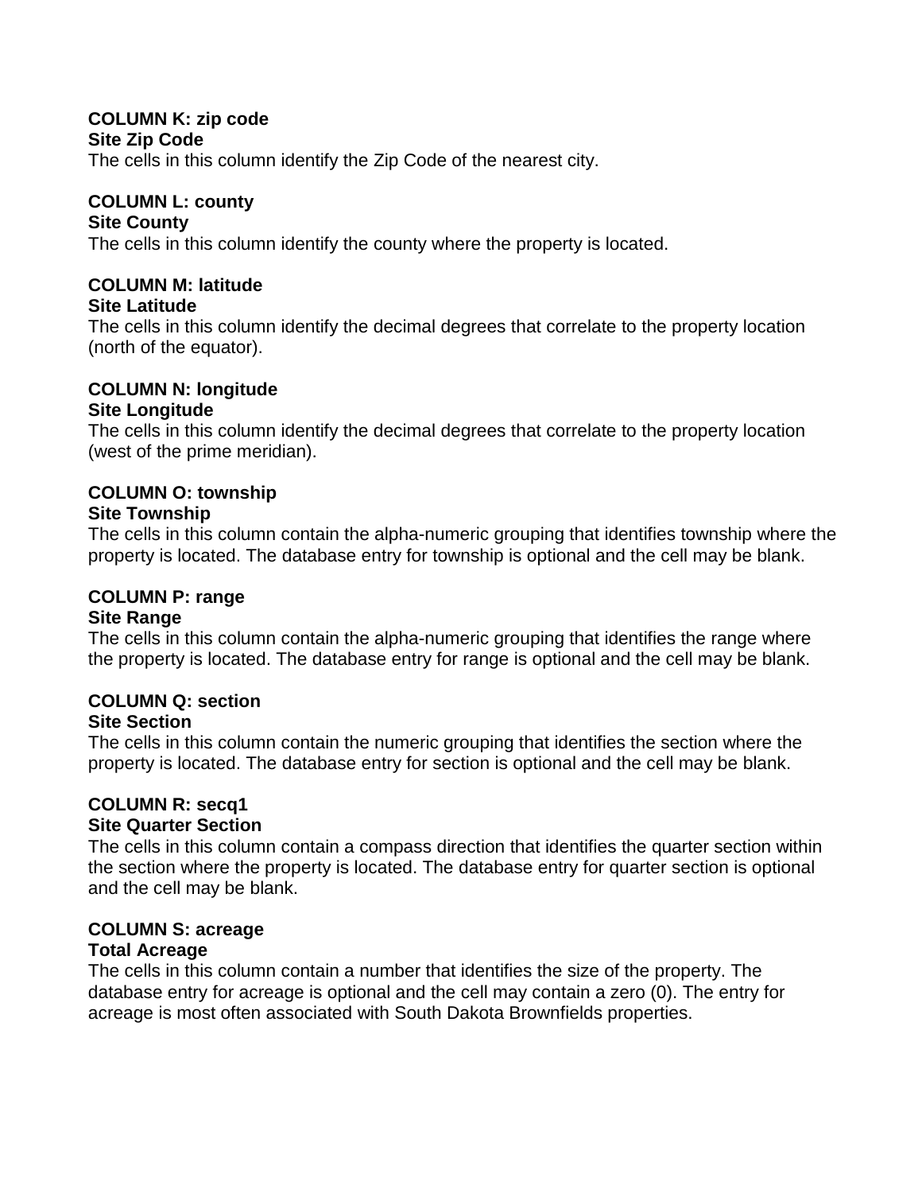**COLUMN K: zip code**
**Site Zip Code**
The cells in this column identify the Zip Code of the nearest city.

**COLUMN L: county**
**Site County**
The cells in this column identify the county where the property is located.

**COLUMN M: latitude**
**Site Latitude**
The cells in this column identify the decimal degrees that correlate to the property location (north of the equator).

**COLUMN N: longitude**
**Site Longitude**
The cells in this column identify the decimal degrees that correlate to the property location (west of the prime meridian).

**COLUMN O: township**
**Site Township**
The cells in this column contain the alpha-numeric grouping that identifies township where the property is located. The database entry for township is optional and the cell may be blank.

**COLUMN P: range**
**Site Range**
The cells in this column contain the alpha-numeric grouping that identifies the range where the property is located. The database entry for range is optional and the cell may be blank.

**COLUMN Q: section**
**Site Section**
The cells in this column contain the numeric grouping that identifies the section where the property is located. The database entry for section is optional and the cell may be blank.

**COLUMN R: secq1**
**Site Quarter Section**
The cells in this column contain a compass direction that identifies the quarter section within the section where the property is located. The database entry for quarter section is optional and the cell may be blank.

**COLUMN S: acreage**
**Total Acreage**
The cells in this column contain a number that identifies the size of the property. The database entry for acreage is optional and the cell may contain a zero (0). The entry for acreage is most often associated with South Dakota Brownfields properties.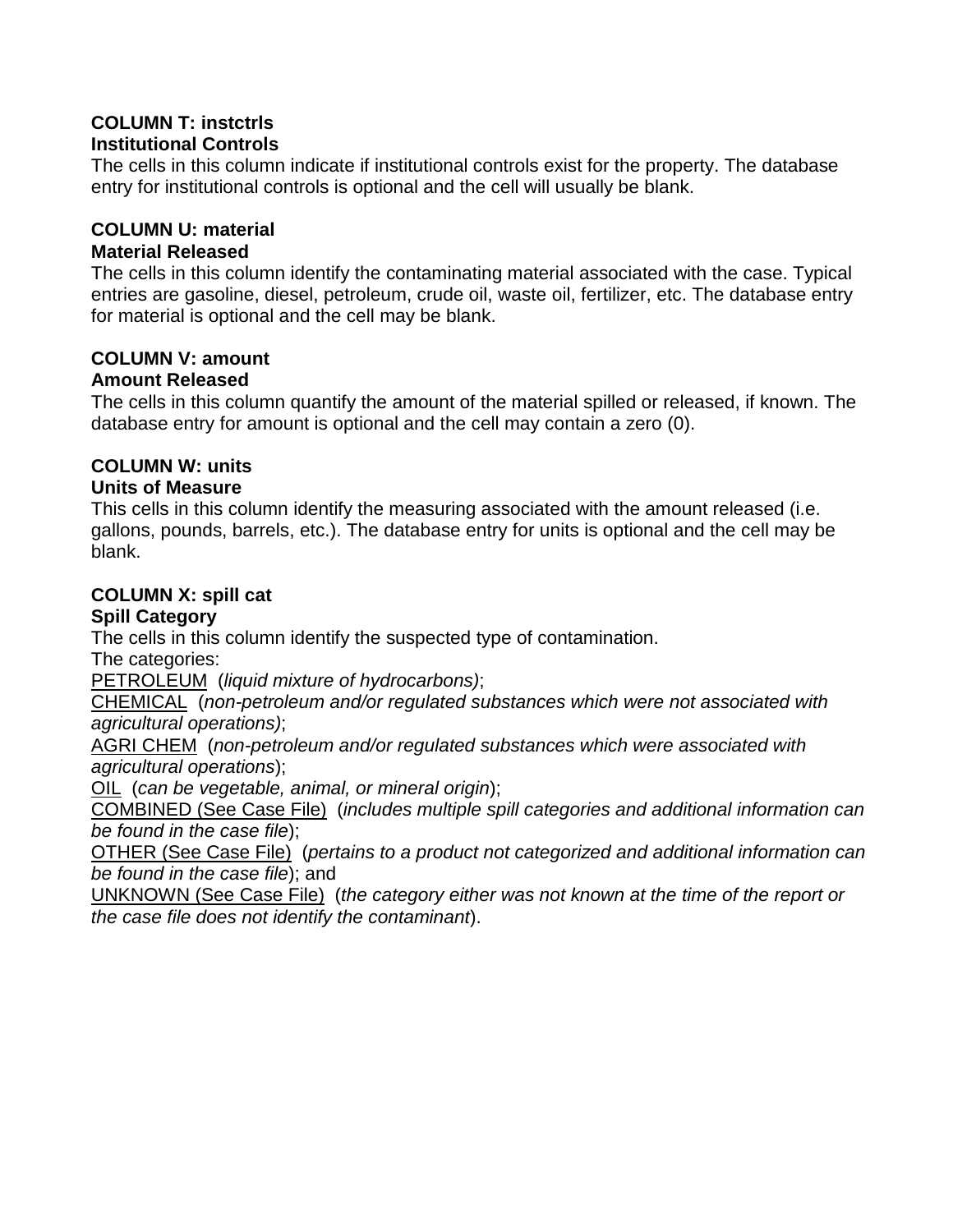**COLUMN T: instctrls**
**Institutional Controls**

The cells in this column indicate if institutional controls exist for the property. The database entry for institutional controls is optional and the cell will usually be blank.

**COLUMN U: material**
**Material Released**

The cells in this column identify the contaminating material associated with the case. Typical entries are gasoline, diesel, petroleum, crude oil, waste oil, fertilizer, etc. The database entry for material is optional and the cell may be blank.

**COLUMN V: amount**
**Amount Released**

The cells in this column quantify the amount of the material spilled or released, if known. The database entry for amount is optional and the cell may contain a zero (0).

**COLUMN W: units**
**Units of Measure**

This cells in this column identify the measuring associated with the amount released (i.e. gallons, pounds, barrels, etc.). The database entry for units is optional and the cell may be blank.

**COLUMN X: spill cat**
**Spill Category**

The cells in this column identify the suspected type of contamination.
The categories:
<u>PETROLEUM</u> (*liquid mixture of hydrocarbons)*;
<u>CHEMICAL</u> (*non-petroleum and/or regulated substances which were not associated with agricultural operations)*;
<u>AGRI CHEM</u> (*non-petroleum and/or regulated substances which were associated with agricultural operations*);
<u>OIL</u> (*can be vegetable, animal, or mineral origin*);
<u>COMBINED (See Case File)</u> (*includes multiple spill categories and additional information can be found in the case file*);
<u>OTHER (See Case File)</u> (*pertains to a product not categorized and additional information can be found in the case file*); and
<u>UNKNOWN (See Case File)</u> (*the category either was not known at the time of the report or the case file does not identify the contaminant*).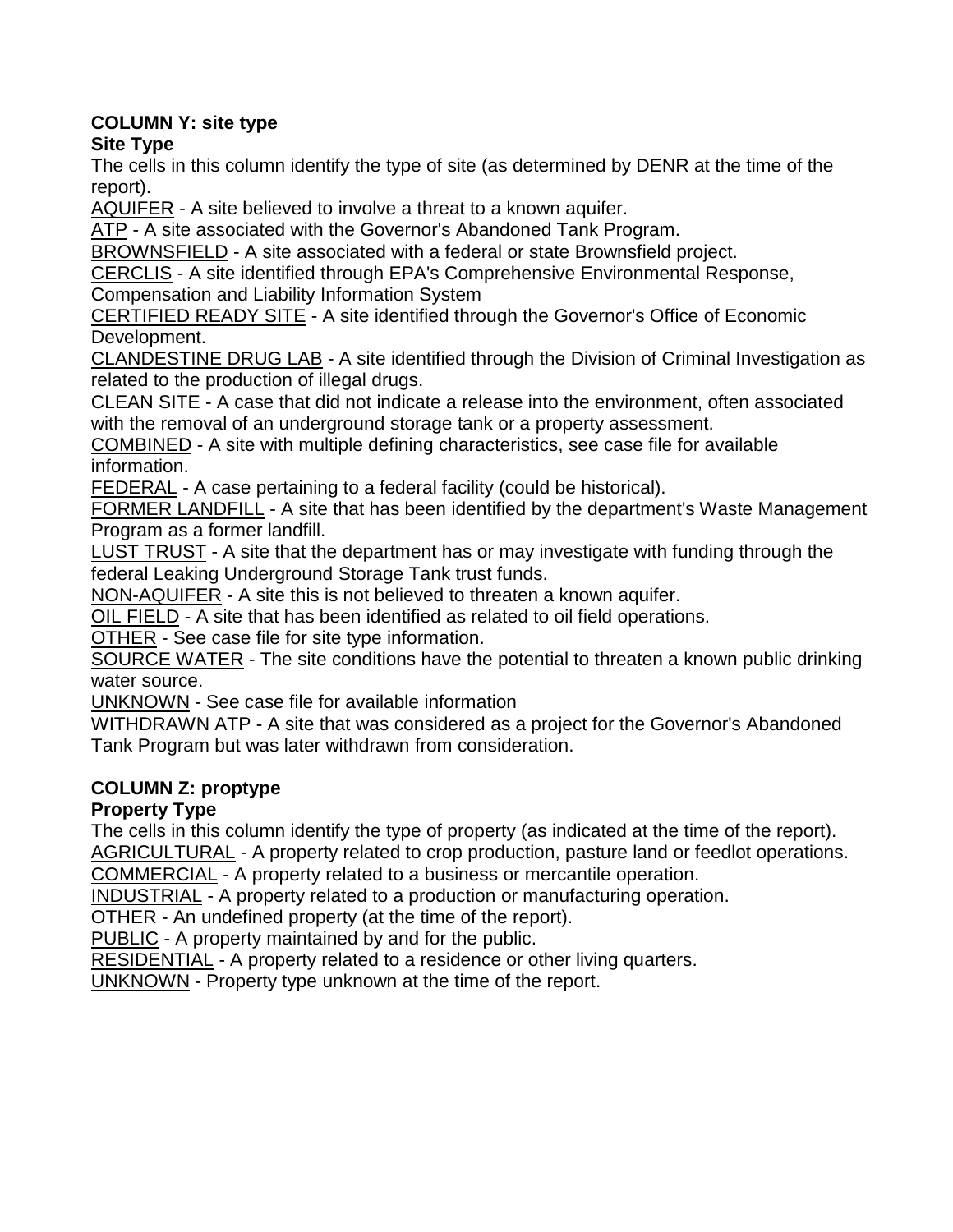**COLUMN Y: site type**

**Site Type**

The cells in this column identify the type of site (as determined by DENR at the time of the report).

<u>AQUIFER</u> - A site believed to involve a threat to a known aquifer.

<u>ATP</u> - A site associated with the Governor's Abandoned Tank Program.

<u>BROWNSFIELD</u> - A site associated with a federal or state Brownsfield project.

<u>CERCLIS</u> - A site identified through EPA's Comprehensive Environmental Response, Compensation and Liability Information System

<u>CERTIFIED READY SITE</u> - A site identified through the Governor's Office of Economic Development.

<u>CLANDESTINE DRUG LAB</u> - A site identified through the Division of Criminal Investigation as related to the production of illegal drugs.

<u>CLEAN SITE</u> - A case that did not indicate a release into the environment, often associated with the removal of an underground storage tank or a property assessment.

<u>COMBINED</u> - A site with multiple defining characteristics, see case file for available information.

<u>FEDERAL</u> - A case pertaining to a federal facility (could be historical).

<u>FORMER LANDFILL</u> - A site that has been identified by the department's Waste Management Program as a former landfill.

<u>LUST TRUST</u> - A site that the department has or may investigate with funding through the federal Leaking Underground Storage Tank trust funds.

<u>NON-AQUIFER</u> - A site this is not believed to threaten a known aquifer.

<u>OIL FIELD</u> - A site that has been identified as related to oil field operations.

<u>OTHER</u> - See case file for site type information.

<u>SOURCE WATER</u> - The site conditions have the potential to threaten a known public drinking water source.

<u>UNKNOWN</u> - See case file for available information

<u>WITHDRAWN ATP</u> - A site that was considered as a project for the Governor's Abandoned Tank Program but was later withdrawn from consideration.

**COLUMN Z: proptype**

**Property Type**

The cells in this column identify the type of property (as indicated at the time of the report).

<u>AGRICULTURAL</u> - A property related to crop production, pasture land or feedlot operations.

<u>COMMERCIAL</u> - A property related to a business or mercantile operation.

<u>INDUSTRIAL</u> - A property related to a production or manufacturing operation.

<u>OTHER</u> - An undefined property (at the time of the report).

<u>PUBLIC</u> - A property maintained by and for the public.

<u>RESIDENTIAL</u> - A property related to a residence or other living quarters.

<u>UNKNOWN</u> - Property type unknown at the time of the report.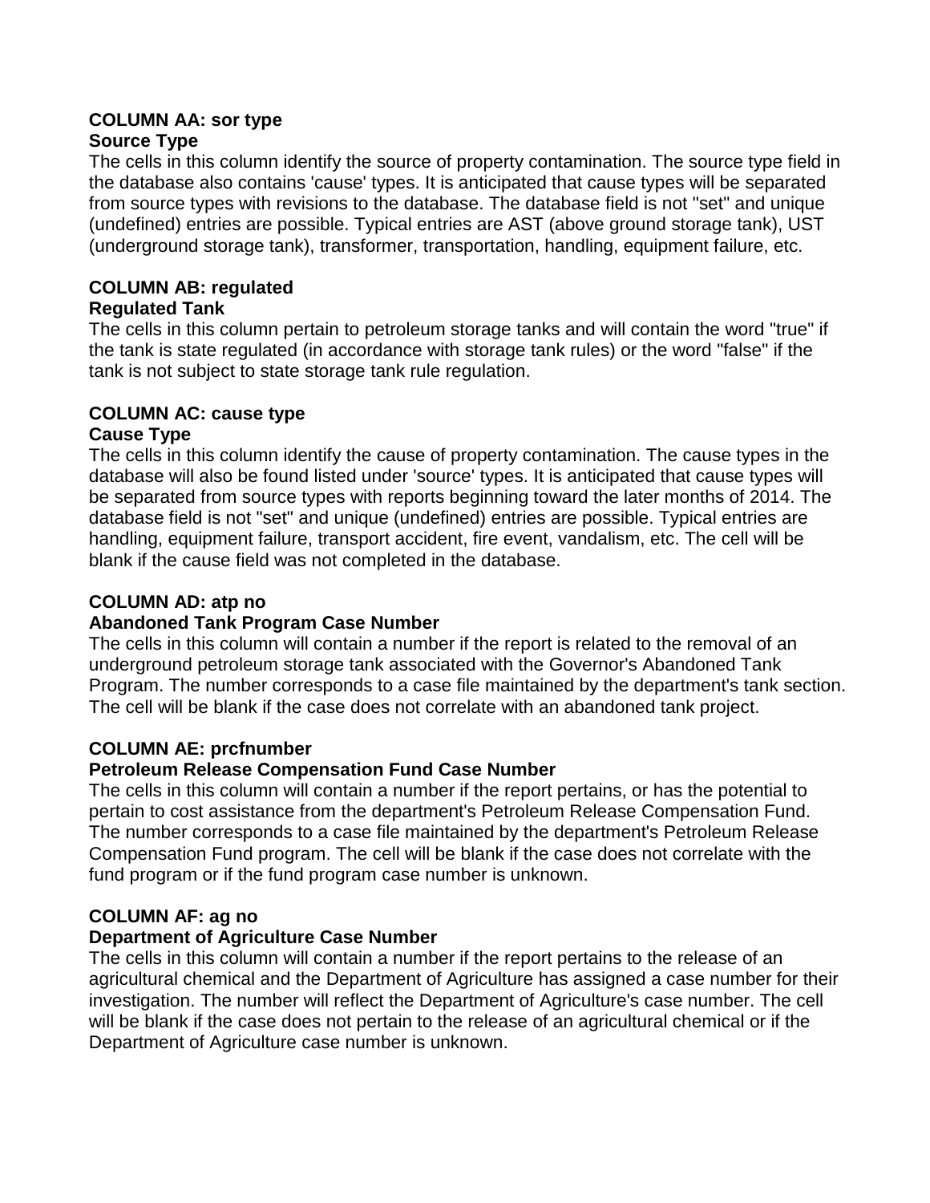**COLUMN AA: sor type**
**Source Type**

The cells in this column identify the source of property contamination. The source type field in the database also contains 'cause' types. It is anticipated that cause types will be separated from source types with revisions to the database. The database field is not "set" and unique (undefined) entries are possible. Typical entries are AST (above ground storage tank), UST (underground storage tank), transformer, transportation, handling, equipment failure, etc.

**COLUMN AB: regulated**
**Regulated Tank**

The cells in this column pertain to petroleum storage tanks and will contain the word "true" if the tank is state regulated (in accordance with storage tank rules) or the word "false" if the tank is not subject to state storage tank rule regulation.

**COLUMN AC: cause type**
**Cause Type**

The cells in this column identify the cause of property contamination. The cause types in the database will also be found listed under 'source' types. It is anticipated that cause types will be separated from source types with reports beginning toward the later months of 2014. The database field is not "set" and unique (undefined) entries are possible. Typical entries are handling, equipment failure, transport accident, fire event, vandalism, etc. The cell will be blank if the cause field was not completed in the database.

**COLUMN AD: atp no**
**Abandoned Tank Program Case Number**

The cells in this column will contain a number if the report is related to the removal of an underground petroleum storage tank associated with the Governor's Abandoned Tank Program. The number corresponds to a case file maintained by the department's tank section. The cell will be blank if the case does not correlate with an abandoned tank project.

**COLUMN AE: prcfnumber**
**Petroleum Release Compensation Fund Case Number**

The cells in this column will contain a number if the report pertains, or has the potential to pertain to cost assistance from the department's Petroleum Release Compensation Fund. The number corresponds to a case file maintained by the department's Petroleum Release Compensation Fund program. The cell will be blank if the case does not correlate with the fund program or if the fund program case number is unknown.

**COLUMN AF: ag no**
**Department of Agriculture Case Number**

The cells in this column will contain a number if the report pertains to the release of an agricultural chemical and the Department of Agriculture has assigned a case number for their investigation. The number will reflect the Department of Agriculture's case number. The cell will be blank if the case does not pertain to the release of an agricultural chemical or if the Department of Agriculture case number is unknown.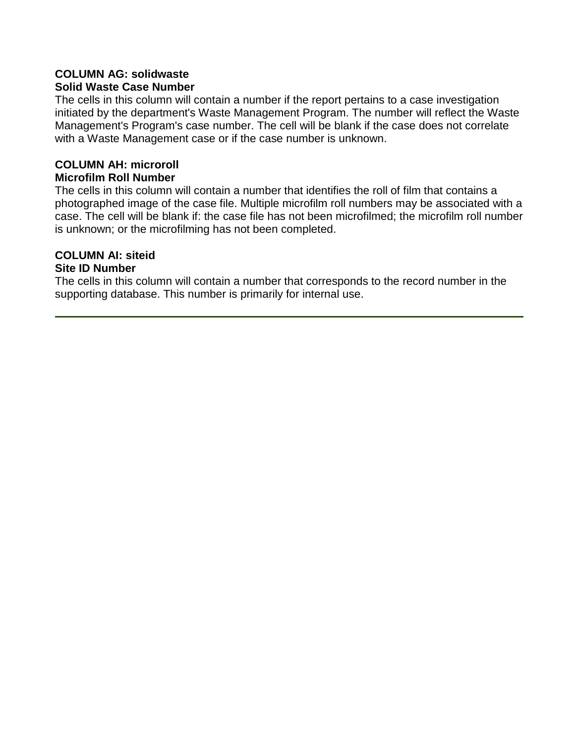**COLUMN AG: solidwaste**
**Solid Waste Case Number**

The cells in this column will contain a number if the report pertains to a case investigation initiated by the department's Waste Management Program. The number will reflect the Waste Management's Program's case number. The cell will be blank if the case does not correlate with a Waste Management case or if the case number is unknown.

**COLUMN AH: microroll**
**Microfilm Roll Number**

The cells in this column will contain a number that identifies the roll of film that contains a photographed image of the case file. Multiple microfilm roll numbers may be associated with a case. The cell will be blank if: the case file has not been microfilmed; the microfilm roll number is unknown; or the microfilming has not been completed.

**COLUMN AI: siteid**
**Site ID Number**

The cells in this column will contain a number that corresponds to the record number in the supporting database. This number is primarily for internal use.

---